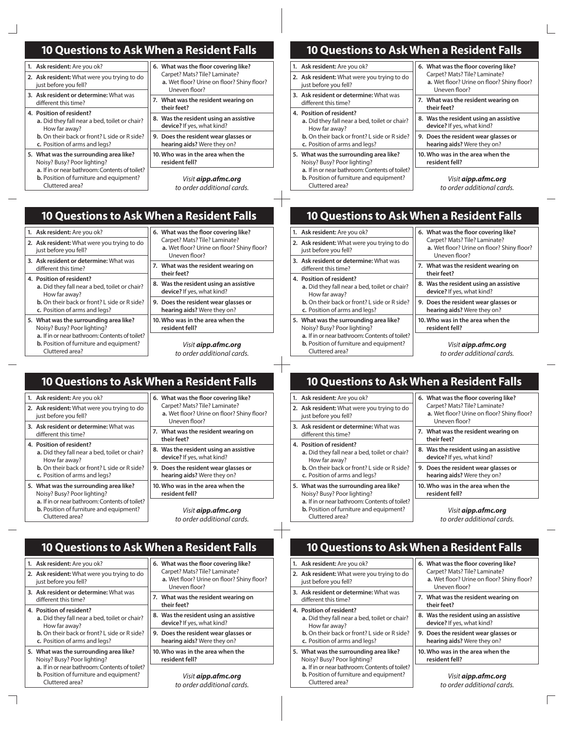# 10 Questions to Ask When a Resident Falls

1. **Ask resident:** Are you ok?
2. **Ask resident:** What were you trying to do just before you fell?
3. **Ask resident or determine:** What was different this time?
4. **Position of resident?**
   - **a.** Did they fall near a bed, toilet or chair? How far away?
   - **b.** On their back or front? L side or R side?
   - **c.** Position of arms and legs?
5. **What was the surrounding area like?** Noisy? Busy? Poor lighting?
   - **a.** If in or near bathroom: Contents of toilet?
   - **b.** Position of furniture and equipment? Cluttered area?
6. **What was the floor covering like?** Carpet? Mats? Tile? Laminate?
   - **a.** Wet floor? Urine on floor? Shiny floor? Uneven floor?
7. **What was the resident wearing on their feet?**
8. **Was the resident using an assistive device?** If yes, what kind?
9. **Does the resident wear glasses or hearing aids?** Were they on?
10. **Who was in the area when the resident fell?**

*Visit **aipp.afmc.org** to order additional cards.*

# 10 Questions to Ask When a Resident Falls

1. **Ask resident:** Are you ok?
2. **Ask resident:** What were you trying to do just before you fell?
3. **Ask resident or determine:** What was different this time?
4. **Position of resident?**
   - **a.** Did they fall near a bed, toilet or chair? How far away?
   - **b.** On their back or front? L side or R side?
   - **c.** Position of arms and legs?
5. **What was the surrounding area like?** Noisy? Busy? Poor lighting?
   - **a.** If in or near bathroom: Contents of toilet?
   - **b.** Position of furniture and equipment? Cluttered area?
6. **What was the floor covering like?** Carpet? Mats? Tile? Laminate?
   - **a.** Wet floor? Urine on floor? Shiny floor? Uneven floor?
7. **What was the resident wearing on their feet?**
8. **Was the resident using an assistive device?** If yes, what kind?
9. **Does the resident wear glasses or hearing aids?** Were they on?
10. **Who was in the area when the resident fell?**

*Visit **aipp.afmc.org** to order additional cards.*

# 10 Questions to Ask When a Resident Falls

1. **Ask resident:** Are you ok?
2. **Ask resident:** What were you trying to do just before you fell?
3. **Ask resident or determine:** What was different this time?
4. **Position of resident?**
   - **a.** Did they fall near a bed, toilet or chair? How far away?
   - **b.** On their back or front? L side or R side?
   - **c.** Position of arms and legs?
5. **What was the surrounding area like?** Noisy? Busy? Poor lighting?
   - **a.** If in or near bathroom: Contents of toilet?
   - **b.** Position of furniture and equipment? Cluttered area?
6. **What was the floor covering like?** Carpet? Mats? Tile? Laminate?
   - **a.** Wet floor? Urine on floor? Shiny floor? Uneven floor?
7. **What was the resident wearing on their feet?**
8. **Was the resident using an assistive device?** If yes, what kind?
9. **Does the resident wear glasses or hearing aids?** Were they on?
10. **Who was in the area when the resident fell?**

*Visit **aipp.afmc.org** to order additional cards.*

# 10 Questions to Ask When a Resident Falls

1. **Ask resident:** Are you ok?
2. **Ask resident:** What were you trying to do just before you fell?
3. **Ask resident or determine:** What was different this time?
4. **Position of resident?**
   - **a.** Did they fall near a bed, toilet or chair? How far away?
   - **b.** On their back or front? L side or R side?
   - **c.** Position of arms and legs?
5. **What was the surrounding area like?** Noisy? Busy? Poor lighting?
   - **a.** If in or near bathroom: Contents of toilet?
   - **b.** Position of furniture and equipment? Cluttered area?
6. **What was the floor covering like?** Carpet? Mats? Tile? Laminate?
   - **a.** Wet floor? Urine on floor? Shiny floor? Uneven floor?
7. **What was the resident wearing on their feet?**
8. **Was the resident using an assistive device?** If yes, what kind?
9. **Does the resident wear glasses or hearing aids?** Were they on?
10. **Who was in the area when the resident fell?**

*Visit **aipp.afmc.org** to order additional cards.*

# 10 Questions to Ask When a Resident Falls

1. **Ask resident:** Are you ok?
2. **Ask resident:** What were you trying to do just before you fell?
3. **Ask resident or determine:** What was different this time?
4. **Position of resident?**
   - **a.** Did they fall near a bed, toilet or chair? How far away?
   - **b.** On their back or front? L side or R side?
   - **c.** Position of arms and legs?
5. **What was the surrounding area like?** Noisy? Busy? Poor lighting?
   - **a.** If in or near bathroom: Contents of toilet?
   - **b.** Position of furniture and equipment? Cluttered area?
6. **What was the floor covering like?** Carpet? Mats? Tile? Laminate?
   - **a.** Wet floor? Urine on floor? Shiny floor? Uneven floor?
7. **What was the resident wearing on their feet?**
8. **Was the resident using an assistive device?** If yes, what kind?
9. **Does the resident wear glasses or hearing aids?** Were they on?
10. **Who was in the area when the resident fell?**

*Visit **aipp.afmc.org** to order additional cards.*

# 10 Questions to Ask When a Resident Falls

1. **Ask resident:** Are you ok?
2. **Ask resident:** What were you trying to do just before you fell?
3. **Ask resident or determine:** What was different this time?
4. **Position of resident?**
   - **a.** Did they fall near a bed, toilet or chair? How far away?
   - **b.** On their back or front? L side or R side?
   - **c.** Position of arms and legs?
5. **What was the surrounding area like?** Noisy? Busy? Poor lighting?
   - **a.** If in or near bathroom: Contents of toilet?
   - **b.** Position of furniture and equipment? Cluttered area?
6. **What was the floor covering like?** Carpet? Mats? Tile? Laminate?
   - **a.** Wet floor? Urine on floor? Shiny floor? Uneven floor?
7. **What was the resident wearing on their feet?**
8. **Was the resident using an assistive device?** If yes, what kind?
9. **Does the resident wear glasses or hearing aids?** Were they on?
10. **Who was in the area when the resident fell?**

*Visit **aipp.afmc.org** to order additional cards.*

# 10 Questions to Ask When a Resident Falls

1. **Ask resident:** Are you ok?
2. **Ask resident:** What were you trying to do just before you fell?
3. **Ask resident or determine:** What was different this time?
4. **Position of resident?**
   - **a.** Did they fall near a bed, toilet or chair? How far away?
   - **b.** On their back or front? L side or R side?
   - **c.** Position of arms and legs?
5. **What was the surrounding area like?** Noisy? Busy? Poor lighting?
   - **a.** If in or near bathroom: Contents of toilet?
   - **b.** Position of furniture and equipment? Cluttered area?
6. **What was the floor covering like?** Carpet? Mats? Tile? Laminate?
   - **a.** Wet floor? Urine on floor? Shiny floor? Uneven floor?
7. **What was the resident wearing on their feet?**
8. **Was the resident using an assistive device?** If yes, what kind?
9. **Does the resident wear glasses or hearing aids?** Were they on?
10. **Who was in the area when the resident fell?**

*Visit **aipp.afmc.org** to order additional cards.*

# 10 Questions to Ask When a Resident Falls

1. **Ask resident:** Are you ok?
2. **Ask resident:** What were you trying to do just before you fell?
3. **Ask resident or determine:** What was different this time?
4. **Position of resident?**
   - **a.** Did they fall near a bed, toilet or chair? How far away?
   - **b.** On their back or front? L side or R side?
   - **c.** Position of arms and legs?
5. **What was the surrounding area like?** Noisy? Busy? Poor lighting?
   - **a.** If in or near bathroom: Contents of toilet?
   - **b.** Position of furniture and equipment? Cluttered area?
6. **What was the floor covering like?** Carpet? Mats? Tile? Laminate?
   - **a.** Wet floor? Urine on floor? Shiny floor? Uneven floor?
7. **What was the resident wearing on their feet?**
8. **Was the resident using an assistive device?** If yes, what kind?
9. **Does the resident wear glasses or hearing aids?** Were they on?
10. **Who was in the area when the resident fell?**

*Visit **aipp.afmc.org** to order additional cards.*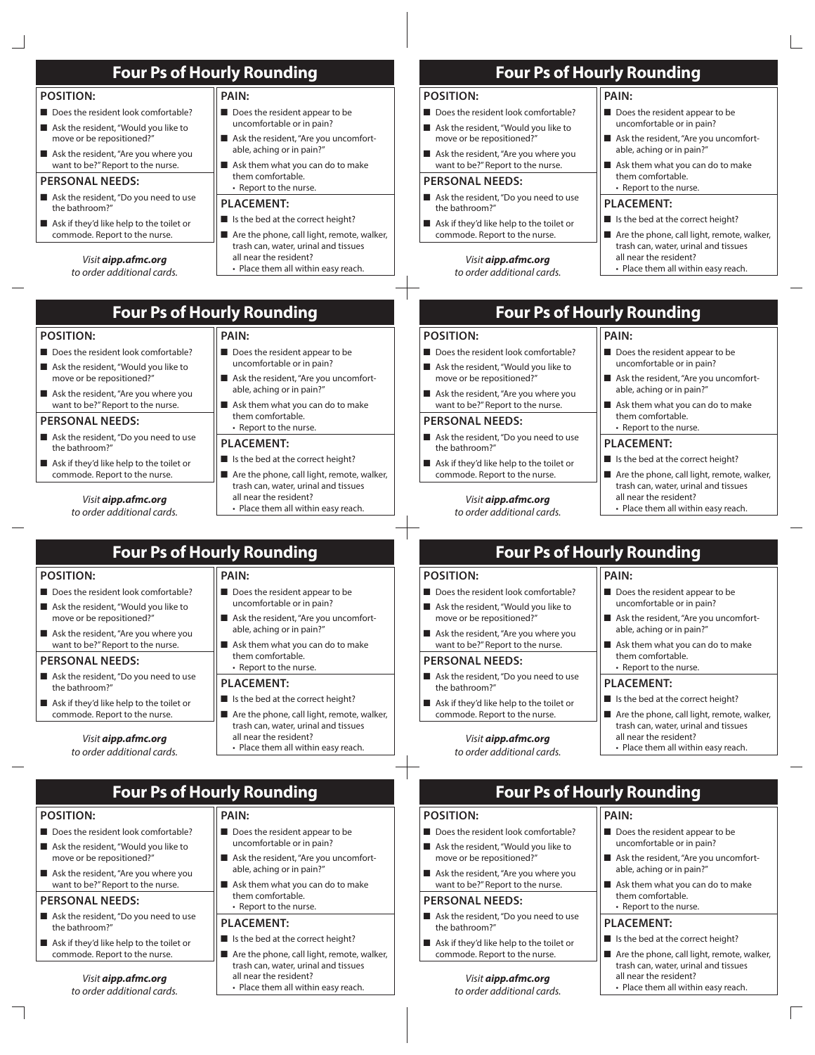## Four Ps of Hourly Rounding

**POSITION:**

- Does the resident look comfortable?
- Ask the resident, "Would you like to move or be repositioned?"
- Ask the resident, "Are you where you want to be?" Report to the nurse.

**PERSONAL NEEDS:**

- Ask the resident, "Do you need to use the bathroom?"
- Ask if they'd like help to the toilet or commode. Report to the nurse.

*Visit* ***aipp.afmc.org*** *to order additional cards.*

**PAIN:**

- Does the resident appear to be uncomfortable or in pain?
- Ask the resident, "Are you uncomfortable, aching or in pain?"
- Ask them what you can do to make them comfortable.
  - Report to the nurse.

**PLACEMENT:**

- Is the bed at the correct height?
- Are the phone, call light, remote, walker, trash can, water, urinal and tissues all near the resident?
  - Place them all within easy reach.

## Four Ps of Hourly Rounding

**POSITION:**

- Does the resident look comfortable?
- Ask the resident, "Would you like to move or be repositioned?"
- Ask the resident, "Are you where you want to be?" Report to the nurse.

**PERSONAL NEEDS:**

- Ask the resident, "Do you need to use the bathroom?"
- Ask if they'd like help to the toilet or commode. Report to the nurse.

*Visit* ***aipp.afmc.org*** *to order additional cards.*

**PAIN:**

- Does the resident appear to be uncomfortable or in pain?
- Ask the resident, "Are you uncomfortable, aching or in pain?"
- Ask them what you can do to make them comfortable.
  - Report to the nurse.

**PLACEMENT:**

- Is the bed at the correct height?
- Are the phone, call light, remote, walker, trash can, water, urinal and tissues all near the resident?
  - Place them all within easy reach.

## Four Ps of Hourly Rounding

**POSITION:**

- Does the resident look comfortable?
- Ask the resident, "Would you like to move or be repositioned?"
- Ask the resident, "Are you where you want to be?" Report to the nurse.

**PERSONAL NEEDS:**

- Ask the resident, "Do you need to use the bathroom?"
- Ask if they'd like help to the toilet or commode. Report to the nurse.

*Visit* ***aipp.afmc.org*** *to order additional cards.*

**PAIN:**

- Does the resident appear to be uncomfortable or in pain?
- Ask the resident, "Are you uncomfortable, aching or in pain?"
- Ask them what you can do to make them comfortable.
  - Report to the nurse.

**PLACEMENT:**

- Is the bed at the correct height?
- Are the phone, call light, remote, walker, trash can, water, urinal and tissues all near the resident?
  - Place them all within easy reach.

## Four Ps of Hourly Rounding

**POSITION:**

- Does the resident look comfortable?
- Ask the resident, "Would you like to move or be repositioned?"
- Ask the resident, "Are you where you want to be?" Report to the nurse.

**PERSONAL NEEDS:**

- Ask the resident, "Do you need to use the bathroom?"
- Ask if they'd like help to the toilet or commode. Report to the nurse.

*Visit* ***aipp.afmc.org*** *to order additional cards.*

**PAIN:**

- Does the resident appear to be uncomfortable or in pain?
- Ask the resident, "Are you uncomfortable, aching or in pain?"
- Ask them what you can do to make them comfortable.
  - Report to the nurse.

**PLACEMENT:**

- Is the bed at the correct height?
- Are the phone, call light, remote, walker, trash can, water, urinal and tissues all near the resident?
  - Place them all within easy reach.

## Four Ps of Hourly Rounding

**POSITION:**

- Does the resident look comfortable?
- Ask the resident, "Would you like to move or be repositioned?"
- Ask the resident, "Are you where you want to be?" Report to the nurse.

**PERSONAL NEEDS:**

- Ask the resident, "Do you need to use the bathroom?"
- Ask if they'd like help to the toilet or commode. Report to the nurse.

*Visit* ***aipp.afmc.org*** *to order additional cards.*

**PAIN:**

- Does the resident appear to be uncomfortable or in pain?
- Ask the resident, "Are you uncomfortable, aching or in pain?"
- Ask them what you can do to make them comfortable.
  - Report to the nurse.

**PLACEMENT:**

- Is the bed at the correct height?
- Are the phone, call light, remote, walker, trash can, water, urinal and tissues all near the resident?
  - Place them all within easy reach.

## Four Ps of Hourly Rounding

**POSITION:**

- Does the resident look comfortable?
- Ask the resident, "Would you like to move or be repositioned?"
- Ask the resident, "Are you where you want to be?" Report to the nurse.

**PERSONAL NEEDS:**

- Ask the resident, "Do you need to use the bathroom?"
- Ask if they'd like help to the toilet or commode. Report to the nurse.

*Visit* ***aipp.afmc.org*** *to order additional cards.*

**PAIN:**

- Does the resident appear to be uncomfortable or in pain?
- Ask the resident, "Are you uncomfortable, aching or in pain?"
- Ask them what you can do to make them comfortable.
  - Report to the nurse.

**PLACEMENT:**

- Is the bed at the correct height?
- Are the phone, call light, remote, walker, trash can, water, urinal and tissues all near the resident?
  - Place them all within easy reach.

## Four Ps of Hourly Rounding

**POSITION:**

- Does the resident look comfortable?
- Ask the resident, "Would you like to move or be repositioned?"
- Ask the resident, "Are you where you want to be?" Report to the nurse.

**PERSONAL NEEDS:**

- Ask the resident, "Do you need to use the bathroom?"
- Ask if they'd like help to the toilet or commode. Report to the nurse.

*Visit* ***aipp.afmc.org*** *to order additional cards.*

**PAIN:**

- Does the resident appear to be uncomfortable or in pain?
- Ask the resident, "Are you uncomfortable, aching or in pain?"
- Ask them what you can do to make them comfortable.
  - Report to the nurse.

**PLACEMENT:**

- Is the bed at the correct height?
- Are the phone, call light, remote, walker, trash can, water, urinal and tissues all near the resident?
  - Place them all within easy reach.

## Four Ps of Hourly Rounding

**POSITION:**

- Does the resident look comfortable?
- Ask the resident, "Would you like to move or be repositioned?"
- Ask the resident, "Are you where you want to be?" Report to the nurse.

**PERSONAL NEEDS:**

- Ask the resident, "Do you need to use the bathroom?"
- Ask if they'd like help to the toilet or commode. Report to the nurse.

*Visit* ***aipp.afmc.org*** *to order additional cards.*

**PAIN:**

- Does the resident appear to be uncomfortable or in pain?
- Ask the resident, "Are you uncomfortable, aching or in pain?"
- Ask them what you can do to make them comfortable.
  - Report to the nurse.

**PLACEMENT:**

- Is the bed at the correct height?
- Are the phone, call light, remote, walker, trash can, water, urinal and tissues all near the resident?
  - Place them all within easy reach.